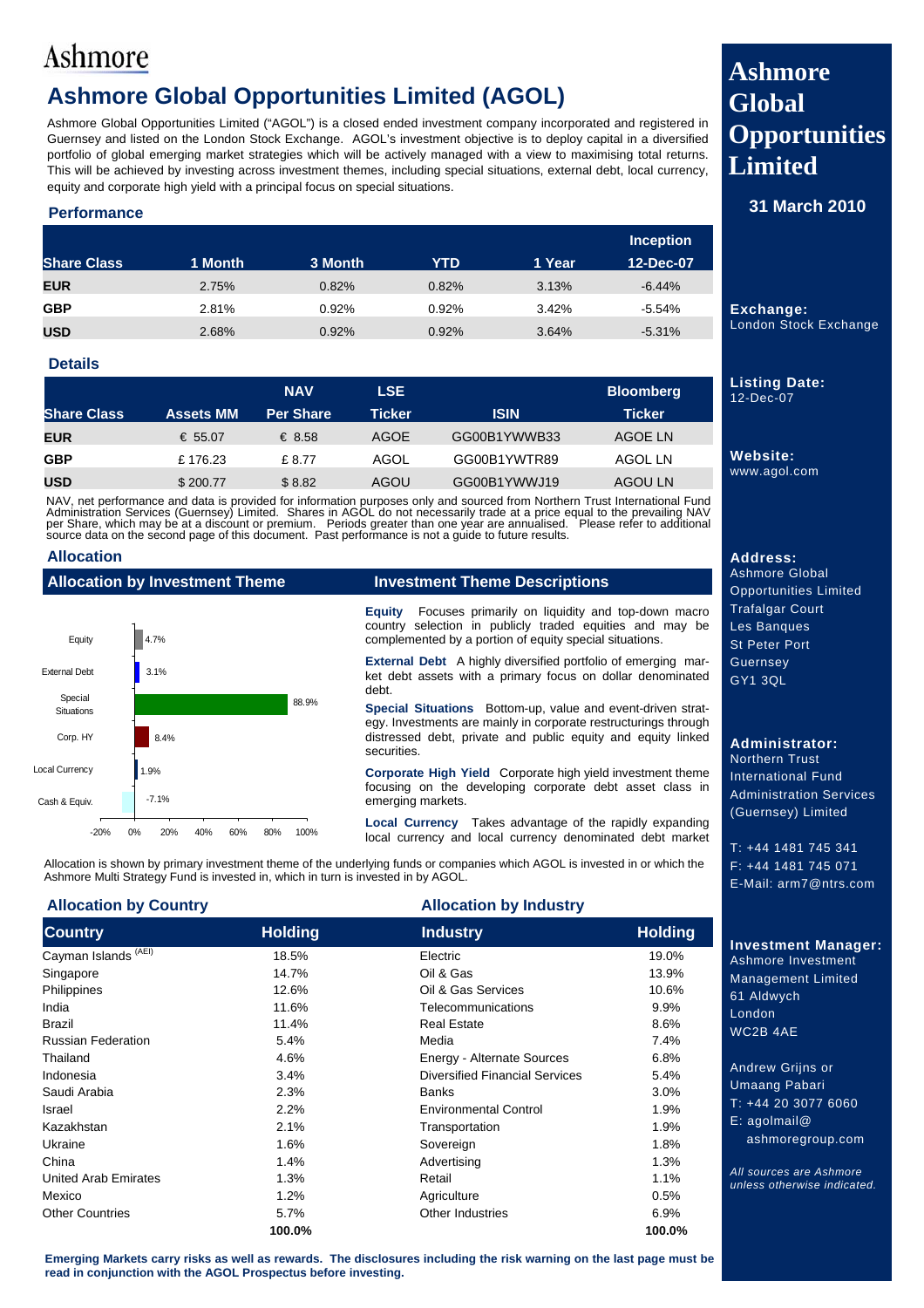Ashmore

# Ashmore Global Opportunities Limited (AGOL)

Ashmore Global Opportunities Limited ("AGOL") is a closed ended investment company incorporated and registered in Guernsey and listed on the London Stock Exchange. AGOL's investment objective is to deploy capital in a diversified portfolio of global emerging market strategies which will be actively managed with a view to maximising total returns. This will be achieved by investing across investment themes, including special situations, external debt, local currency, equity and corporate high yield with a principal focus on special situations.

## Performance

| Share Class | 1 Month | 3 Month | YTD | 1 Year | Inception 12-Dec-07 |
|---|---|---|---|---|---|
| EUR | 2.75% | 0.82% | 0.82% | 3.13% | -6.44% |
| GBP | 2.81% | 0.92% | 0.92% | 3.42% | -5.54% |
| USD | 2.68% | 0.92% | 0.92% | 3.64% | -5.31% |

## Details

| Share Class | Assets MM | NAV Per Share | LSE Ticker | ISIN | Bloomberg Ticker |
|---|---|---|---|---|---|
| EUR | € 55.07 | € 8.58 | AGOE | GG00B1YWWB33 | AGOE LN |
| GBP | £ 176.23 | £ 8.77 | AGOL | GG00B1YWTR89 | AGOL LN |
| USD | $ 200.77 | $ 8.82 | AGOU | GG00B1YWWJ19 | AGOU LN |

NAV, net performance and data is provided for information purposes only and sourced from Northern Trust International Fund Administration Services (Guernsey) Limited. Shares in AGOL do not necessarily trade at a price equal to the prevailing NAV per Share, which may be at a discount or premium. Periods greater than one year are annualised. Please refer to additional source data on the second page of this document. Past performance is not a guide to future results.

## Allocation

### Allocation by Investment Theme

| Theme | Allocation |
|---|---|
| Equity | 4.7% |
| External Debt | 3.1% |
| Special Situations | 88.9% |
| Corp. HY | 8.4% |
| Local Currency | 1.9% |
| Cash & Equiv. | -7.1% |

### Investment Theme Descriptions

**Equity** Focuses primarily on liquidity and top-down macro country selection in publicly traded equities and may be complemented by a portion of equity special situations.

**External Debt** A highly diversified portfolio of emerging market debt assets with a primary focus on dollar denominated debt.

**Special Situations** Bottom-up, value and event-driven strategy. Investments are mainly in corporate restructurings through distressed debt, private and public equity and equity linked securities.

**Corporate High Yield** Corporate high yield investment theme focusing on the developing corporate debt asset class in emerging markets.

**Local Currency** Takes advantage of the rapidly expanding local currency and local currency denominated debt market

Allocation is shown by primary investment theme of the underlying funds or companies which AGOL is invested in or which the Ashmore Multi Strategy Fund is invested in, which in turn is invested in by AGOL.

### Allocation by Country

| Country | Holding |
|---|---|
| Cayman Islands (AEI) | 18.5% |
| Singapore | 14.7% |
| Philippines | 12.6% |
| India | 11.6% |
| Brazil | 11.4% |
| Russian Federation | 5.4% |
| Thailand | 4.6% |
| Indonesia | 3.4% |
| Saudi Arabia | 2.3% |
| Israel | 2.2% |
| Kazakhstan | 2.1% |
| Ukraine | 1.6% |
| China | 1.4% |
| United Arab Emirates | 1.3% |
| Mexico | 1.2% |
| Other Countries | 5.7% |
| | **100.0%** |

### Allocation by Industry

| Industry | Holding |
|---|---|
| Electric | 19.0% |
| Oil & Gas | 13.9% |
| Oil & Gas Services | 10.6% |
| Telecommunications | 9.9% |
| Real Estate | 8.6% |
| Media | 7.4% |
| Energy - Alternate Sources | 6.8% |
| Diversified Financial Services | 5.4% |
| Banks | 3.0% |
| Environmental Control | 1.9% |
| Transportation | 1.9% |
| Sovereign | 1.8% |
| Advertising | 1.3% |
| Retail | 1.1% |
| Agriculture | 0.5% |
| Other Industries | 6.9% |
| | **100.0%** |

**Emerging Markets carry risks as well as rewards. The disclosures including the risk warning on the last page must be read in conjunction with the AGOL Prospectus before investing.**

## Ashmore Global Opportunities Limited

**31 March 2010**

**Exchange:**
London Stock Exchange

**Listing Date:**
12-Dec-07

**Website:**
www.agol.com

**Address:**
Ashmore Global Opportunities Limited
Trafalgar Court
Les Banques
St Peter Port
Guernsey
GY1 3QL

**Administrator:**
Northern Trust International Fund Administration Services (Guernsey) Limited

T: +44 1481 745 341
F: +44 1481 745 071
E-Mail: arm7@ntrs.com

**Investment Manager:**
Ashmore Investment Management Limited
61 Aldwych
London
WC2B 4AE

Andrew Grijns or Umaang Pabari
T: +44 20 3077 6060
E: agolmail@ashmoregroup.com

*All sources are Ashmore unless otherwise indicated.*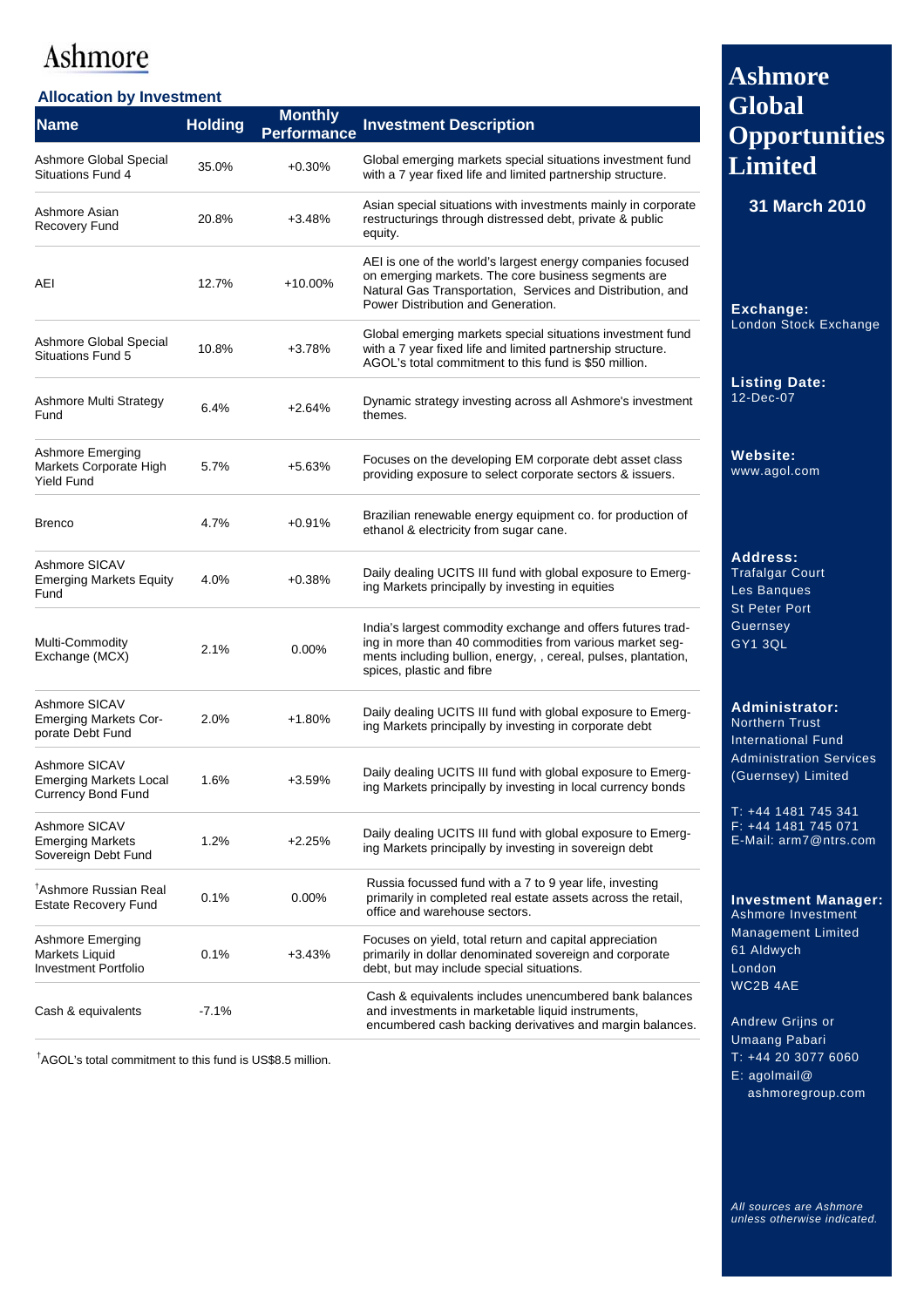Ashmore

## Allocation by Investment

| Name | Holding | Monthly Performance | Investment Description |
|---|---|---|---|
| Ashmore Global Special Situations Fund 4 | 35.0% | +0.30% | Global emerging markets special situations investment fund with a 7 year fixed life and limited partnership structure. |
| Ashmore Asian Recovery Fund | 20.8% | +3.48% | Asian special situations with investments mainly in corporate restructurings through distressed debt, private & public equity. |
| AEI | 12.7% | +10.00% | AEI is one of the world's largest energy companies focused on emerging markets. The core business segments are Natural Gas Transportation, Services and Distribution, and Power Distribution and Generation. |
| Ashmore Global Special Situations Fund 5 | 10.8% | +3.78% | Global emerging markets special situations investment fund with a 7 year fixed life and limited partnership structure. AGOL's total commitment to this fund is $50 million. |
| Ashmore Multi Strategy Fund | 6.4% | +2.64% | Dynamic strategy investing across all Ashmore's investment themes. |
| Ashmore Emerging Markets Corporate High Yield Fund | 5.7% | +5.63% | Focuses on the developing EM corporate debt asset class providing exposure to select corporate sectors & issuers. |
| Brenco | 4.7% | +0.91% | Brazilian renewable energy equipment co. for production of ethanol & electricity from sugar cane. |
| Ashmore SICAV Emerging Markets Equity Fund | 4.0% | +0.38% | Daily dealing UCITS III fund with global exposure to Emerging Markets principally by investing in equities |
| Multi-Commodity Exchange (MCX) | 2.1% | 0.00% | India's largest commodity exchange and offers futures trading in more than 40 commodities from various market segments including bullion, energy, , cereal, pulses, plantation, spices, plastic and fibre |
| Ashmore SICAV Emerging Markets Corporate Debt Fund | 2.0% | +1.80% | Daily dealing UCITS III fund with global exposure to Emerging Markets principally by investing in corporate debt |
| Ashmore SICAV Emerging Markets Local Currency Bond Fund | 1.6% | +3.59% | Daily dealing UCITS III fund with global exposure to Emerging Markets principally by investing in local currency bonds |
| Ashmore SICAV Emerging Markets Sovereign Debt Fund | 1.2% | +2.25% | Daily dealing UCITS III fund with global exposure to Emerging Markets principally by investing in sovereign debt |
| †Ashmore Russian Real Estate Recovery Fund | 0.1% | 0.00% | Russia focussed fund with a 7 to 9 year life, investing primarily in completed real estate assets across the retail, office and warehouse sectors. |
| Ashmore Emerging Markets Liquid Investment Portfolio | 0.1% | +3.43% | Focuses on yield, total return and capital appreciation primarily in dollar denominated sovereign and corporate debt, but may include special situations. |
| Cash & equivalents | -7.1% | | Cash & equivalents includes unencumbered bank balances and investments in marketable liquid instruments, encumbered cash backing derivatives and margin balances. |

†AGOL's total commitment to this fund is US$8.5 million.

# Ashmore Global Opportunities Limited

**31 March 2010**

**Exchange:**
London Stock Exchange

**Listing Date:**
12-Dec-07

**Website:**
www.agol.com

**Address:**
Trafalgar Court
Les Banques
St Peter Port
Guernsey
GY1 3QL

**Administrator:**
Northern Trust International Fund Administration Services (Guernsey) Limited

T: +44 1481 745 341
F: +44 1481 745 071
E-Mail: arm7@ntrs.com

**Investment Manager:**
Ashmore Investment Management Limited
61 Aldwych
London
WC2B 4AE

Andrew Grijns or Umaang Pabari
T: +44 20 3077 6060
E: agolmail@ashmoregroup.com

*All sources are Ashmore unless otherwise indicated.*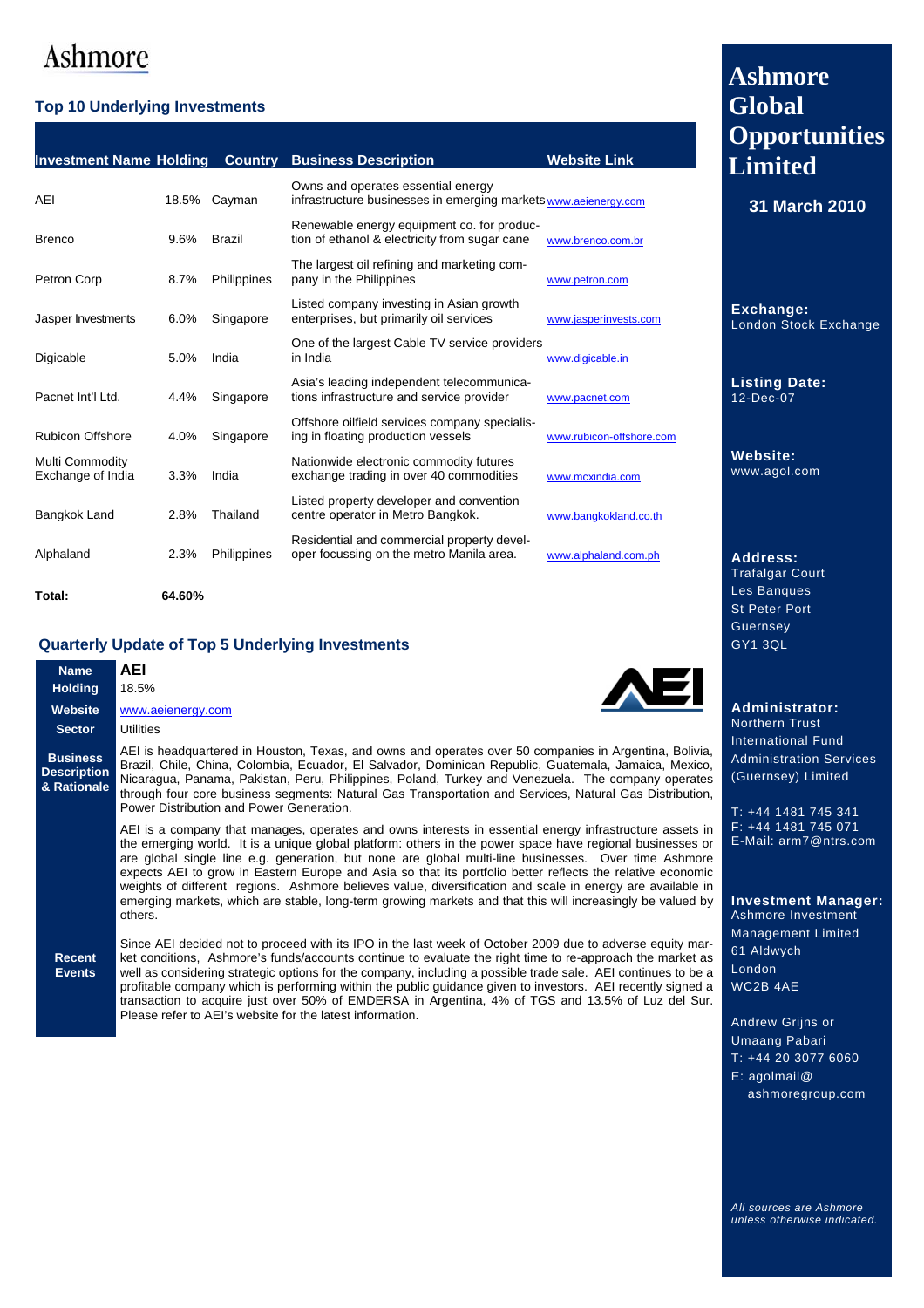Ashmore

## Top 10 Underlying Investments

| Investment Name | Holding | Country | Business Description | Website Link |
|---|---|---|---|---|
| AEI | 18.5% | Cayman | Owns and operates essential energy infrastructure businesses in emerging markets | www.aeienergy.com |
| Brenco | 9.6% | Brazil | Renewable energy equipment co. for production of ethanol & electricity from sugar cane | www.brenco.com.br |
| Petron Corp | 8.7% | Philippines | The largest oil refining and marketing company in the Philippines | www.petron.com |
| Jasper Investments | 6.0% | Singapore | Listed company investing in Asian growth enterprises, but primarily oil services | www.jasperinvests.com |
| Digicable | 5.0% | India | One of the largest Cable TV service providers in India | www.digicable.in |
| Pacnet Int'l Ltd. | 4.4% | Singapore | Asia's leading independent telecommunications infrastructure and service provider | www.pacnet.com |
| Rubicon Offshore | 4.0% | Singapore | Offshore oilfield services company specialising in floating production vessels | www.rubicon-offshore.com |
| Multi Commodity Exchange of India | 3.3% | India | Nationwide electronic commodity futures exchange trading in over 40 commodities | www.mcxindia.com |
| Bangkok Land | 2.8% | Thailand | Listed property developer and convention centre operator in Metro Bangkok. | www.bangkokland.co.th |
| Alphaland | 2.3% | Philippines | Residential and commercial property developer focussing on the metro Manila area. | www.alphaland.com.ph |
| **Total:** | **64.60%** | | | |

## Quarterly Update of Top 5 Underlying Investments

**Name:** AEI

**Holding:** 18.5%

**Website:** www.aeienergy.com

**Sector:** Utilities

**Business Description & Rationale:**

AEI is headquartered in Houston, Texas, and owns and operates over 50 companies in Argentina, Bolivia, Brazil, Chile, China, Colombia, Ecuador, El Salvador, Dominican Republic, Guatemala, Jamaica, Mexico, Nicaragua, Panama, Pakistan, Peru, Philippines, Poland, Turkey and Venezuela. The company operates through four core business segments: Natural Gas Transportation and Services, Natural Gas Distribution, Power Distribution and Power Generation.

AEI is a company that manages, operates and owns interests in essential energy infrastructure assets in the emerging world. It is a unique global platform: others in the power space have regional businesses or are global single line e.g. generation, but none are global multi-line businesses. Over time Ashmore expects AEI to grow in Eastern Europe and Asia so that its portfolio better reflects the relative economic weights of different regions. Ashmore believes value, diversification and scale in energy are available in emerging markets, which are stable, long-term growing markets and that this will increasingly be valued by others.

**Recent Events:**

Since AEI decided not to proceed with its IPO in the last week of October 2009 due to adverse equity market conditions, Ashmore's funds/accounts continue to evaluate the right time to re-approach the market as well as considering strategic options for the company, including a possible trade sale. AEI continues to be a profitable company which is performing within the public guidance given to investors. AEI recently signed a transaction to acquire just over 50% of EMDERSA in Argentina, 4% of TGS and 13.5% of Luz del Sur. Please refer to AEI's website for the latest information.

# Ashmore Global Opportunities Limited

**31 March 2010**

**Exchange:**
London Stock Exchange

**Listing Date:**
12-Dec-07

**Website:**
www.agol.com

**Address:**
Trafalgar Court
Les Banques
St Peter Port
Guernsey
GY1 3QL

**Administrator:**
Northern Trust International Fund Administration Services (Guernsey) Limited

T: +44 1481 745 341
F: +44 1481 745 071
E-Mail: arm7@ntrs.com

**Investment Manager:**
Ashmore Investment Management Limited
61 Aldwych
London
WC2B 4AE

Andrew Grijns or Umaang Pabari
T: +44 20 3077 6060
E: agolmail@ashmoregroup.com

*All sources are Ashmore unless otherwise indicated.*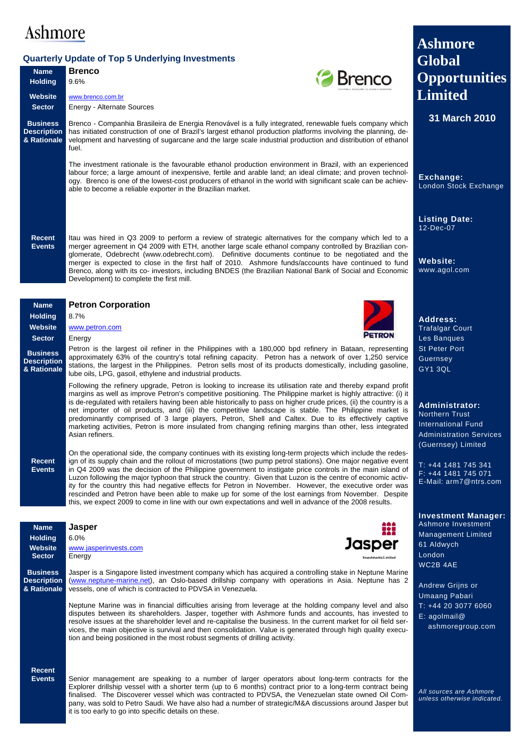Ashmore

## Quarterly Update of Top 5 Underlying Investments

**Name** Brenco
**Holding** 9.6%
**Website** www.brenco.com.br
**Sector** Energy - Alternate Sources

**Business Description & Rationale**

Brenco - Companhia Brasileira de Energia Renovável is a fully integrated, renewable fuels company which has initiated construction of one of Brazil's largest ethanol production platforms involving the planning, development and harvesting of sugarcane and the large scale industrial production and distribution of ethanol fuel.

The investment rationale is the favourable ethanol production environment in Brazil, with an experienced labour force; a large amount of inexpensive, fertile and arable land; an ideal climate; and proven technology. Brenco is one of the lowest-cost producers of ethanol in the world with significant scale can be achievable to become a reliable exporter in the Brazilian market.

**Recent Events**

Itau was hired in Q3 2009 to perform a review of strategic alternatives for the company which led to a merger agreement in Q4 2009 with ETH, another large scale ethanol company controlled by Brazilian conglomerate, Odebrecht (www.odebrecht.com). Definitive documents continue to be negotiated and the merger is expected to close in the first half of 2010. Ashmore funds/accounts have continued to fund Brenco, along with its co- investors, including BNDES (the Brazilian National Bank of Social and Economic Development) to complete the first mill.

**Name** Petron Corporation
**Holding** 8.7%
**Website** www.petron.com
**Sector** Energy

**Business Description & Rationale**

Petron is the largest oil refiner in the Philippines with a 180,000 bpd refinery in Bataan, representing approximately 63% of the country's total refining capacity. Petron has a network of over 1,250 service stations, the largest in the Philippines. Petron sells most of its products domestically, including gasoline, lube oils, LPG, gasoil, ethylene and industrial products.

Following the refinery upgrade, Petron is looking to increase its utilisation rate and thereby expand profit margins as well as improve Petron's competitive positioning. The Philippine market is highly attractive: (i) it is de-regulated with retailers having been able historically to pass on higher crude prices, (ii) the country is a net importer of oil products, and (iii) the competitive landscape is stable. The Philippine market is predominantly comprised of 3 large players, Petron, Shell and Caltex. Due to its effectively captive marketing activities, Petron is more insulated from changing refining margins than other, less integrated Asian refiners.

**Recent Events**

On the operational side, the company continues with its existing long-term projects which include the redesign of its supply chain and the rollout of microstations (two pump petrol stations). One major negative event in Q4 2009 was the decision of the Philippine government to instigate price controls in the main island of Luzon following the major typhoon that struck the country. Given that Luzon is the centre of economic activity for the country this had negative effects for Petron in November. However, the executive order was rescinded and Petron have been able to make up for some of the lost earnings from November. Despite this, we expect 2009 to come in line with our own expectations and well in advance of the 2008 results.

**Name** Jasper
**Holding** 6.0%
**Website** www.jasperinvests.com
**Sector** Energy

**Business Description & Rationale**

Jasper is a Singapore listed investment company which has acquired a controlling stake in Neptune Marine (www.neptune-marine.net), an Oslo-based drillship company with operations in Asia. Neptune has 2 vessels, one of which is contracted to PDVSA in Venezuela.

Neptune Marine was in financial difficulties arising from leverage at the holding company level and also disputes between its shareholders. Jasper, together with Ashmore funds and accounts, has invested to resolve issues at the shareholder level and re-capitalise the business. In the current market for oil field services, the main objective is survival and then consolidation. Value is generated through high quality execution and being positioned in the most robust segments of drilling activity.

**Recent Events**

Senior management are speaking to a number of larger operators about long-term contracts for the Explorer drillship vessel with a shorter term (up to 6 months) contract prior to a long-term contract being finalised. The Discoverer vessel which was contracted to PDVSA, the Venezuelan state owned Oil Company, was sold to Petro Saudi. We have also had a number of strategic/M&A discussions around Jasper but it is too early to go into specific details on these.

# Ashmore Global Opportunities Limited

**31 March 2010**

**Exchange:**
London Stock Exchange

**Listing Date:**
12-Dec-07

**Website:**
www.agol.com

**Address:**
Trafalgar Court
Les Banques
St Peter Port
Guernsey
GY1 3QL

**Administrator:**
Northern Trust International Fund Administration Services (Guernsey) Limited

T: +44 1481 745 341
F: +44 1481 745 071
E-Mail: arm7@ntrs.com

**Investment Manager:**
Ashmore Investment Management Limited
61 Aldwych
London
WC2B 4AE

Andrew Grijns or Umaang Pabari
T: +44 20 3077 6060
E: agolmail@ashmoregroup.com

*All sources are Ashmore unless otherwise indicated.*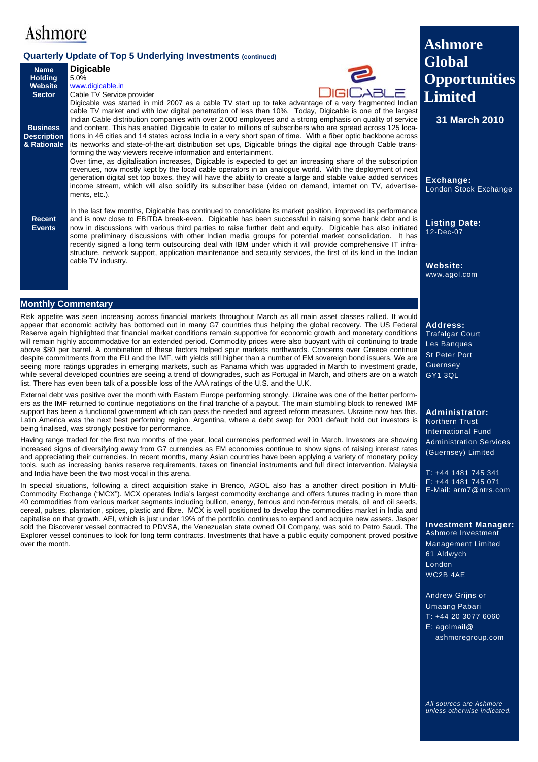Ashmore

## Quarterly Update of Top 5 Underlying Investments (continued)

| | |
|---|---|
| **Name** | **Digicable** |
| **Holding** | 5.0% |
| **Website** | www.digicable.in |
| **Sector** | Cable TV Service provider |
| **Business Description & Rationale** | Digicable was started in mid 2007 as a cable TV start up to take advantage of a very fragmented Indian cable TV market and with low digital penetration of less than 10%. Today, Digicable is one of the largest Indian Cable distribution companies with over 2,000 employees and a strong emphasis on quality of service and content. This has enabled Digicable to cater to millions of subscribers who are spread across 125 locations in 46 cities and 14 states across India in a very short span of time. With a fiber optic backbone across its networks and state-of-the-art distribution set ups, Digicable brings the digital age through Cable transforming the way viewers receive information and entertainment. Over time, as digitalisation increases, Digicable is expected to get an increasing share of the subscription revenues, now mostly kept by the local cable operators in an analogue world. With the deployment of next generation digital set top boxes, they will have the ability to create a large and stable value added services income stream, which will also solidify its subscriber base (video on demand, internet on TV, advertisements, etc.). |
| **Recent Events** | In the last few months, Digicable has continued to consolidate its market position, improved its performance and is now close to EBITDA break-even. Digicable has been successful in raising some bank debt and is now in discussions with various third parties to raise further debt and equity. Digicable has also initiated some preliminary discussions with other Indian media groups for potential market consolidation. It has recently signed a long term outsourcing deal with IBM under which it will provide comprehensive IT infrastructure, network support, application maintenance and security services, the first of its kind in the Indian cable TV industry. |

## Monthly Commentary

Risk appetite was seen increasing across financial markets throughout March as all main asset classes rallied. It would appear that economic activity has bottomed out in many G7 countries thus helping the global recovery. The US Federal Reserve again highlighted that financial market conditions remain supportive for economic growth and monetary conditions will remain highly accommodative for an extended period. Commodity prices were also buoyant with oil continuing to trade above $80 per barrel. A combination of these factors helped spur markets northwards. Concerns over Greece continue despite commitments from the EU and the IMF, with yields still higher than a number of EM sovereign bond issuers. We are seeing more ratings upgrades in emerging markets, such as Panama which was upgraded in March to investment grade, while several developed countries are seeing a trend of downgrades, such as Portugal in March, and others are on a watch list. There has even been talk of a possible loss of the AAA ratings of the U.S. and the U.K.

External debt was positive over the month with Eastern Europe performing strongly. Ukraine was one of the better performers as the IMF returned to continue negotiations on the final tranche of a payout. The main stumbling block to renewed IMF support has been a functional government which can pass the needed and agreed reform measures. Ukraine now has this. Latin America was the next best performing region. Argentina, where a debt swap for 2001 default hold out investors is being finalised, was strongly positive for performance.

Having range traded for the first two months of the year, local currencies performed well in March. Investors are showing increased signs of diversifying away from G7 currencies as EM economies continue to show signs of raising interest rates and appreciating their currencies. In recent months, many Asian countries have been applying a variety of monetary policy tools, such as increasing banks reserve requirements, taxes on financial instruments and full direct intervention. Malaysia and India have been the two most vocal in this arena.

In special situations, following a direct acquisition stake in Brenco, AGOL also has a another direct position in Multi-Commodity Exchange ("MCX"). MCX operates India's largest commodity exchange and offers futures trading in more than 40 commodities from various market segments including bullion, energy, ferrous and non-ferrous metals, oil and oil seeds, cereal, pulses, plantation, spices, plastic and fibre. MCX is well positioned to develop the commodities market in India and capitalise on that growth. AEI, which is just under 19% of the portfolio, continues to expand and acquire new assets. Jasper sold the Discoverer vessel contracted to PDVSA, the Venezuelan state owned Oil Company, was sold to Petro Saudi. The Explorer vessel continues to look for long term contracts. Investments that have a public equity component proved positive over the month.

# Ashmore Global Opportunities Limited

**31 March 2010**

**Exchange:**
London Stock Exchange

**Listing Date:**
12-Dec-07

**Website:**
www.agol.com

**Address:**
Trafalgar Court
Les Banques
St Peter Port
Guernsey
GY1 3QL

**Administrator:**
Northern Trust
International Fund
Administration Services
(Guernsey) Limited

T: +44 1481 745 341
F: +44 1481 745 071
E-Mail: arm7@ntrs.com

**Investment Manager:**
Ashmore Investment
Management Limited
61 Aldwych
London
WC2B 4AE

Andrew Grijns or
Umaang Pabari
T: +44 20 3077 6060
E: agolmail@ashmoregroup.com

*All sources are Ashmore unless otherwise indicated.*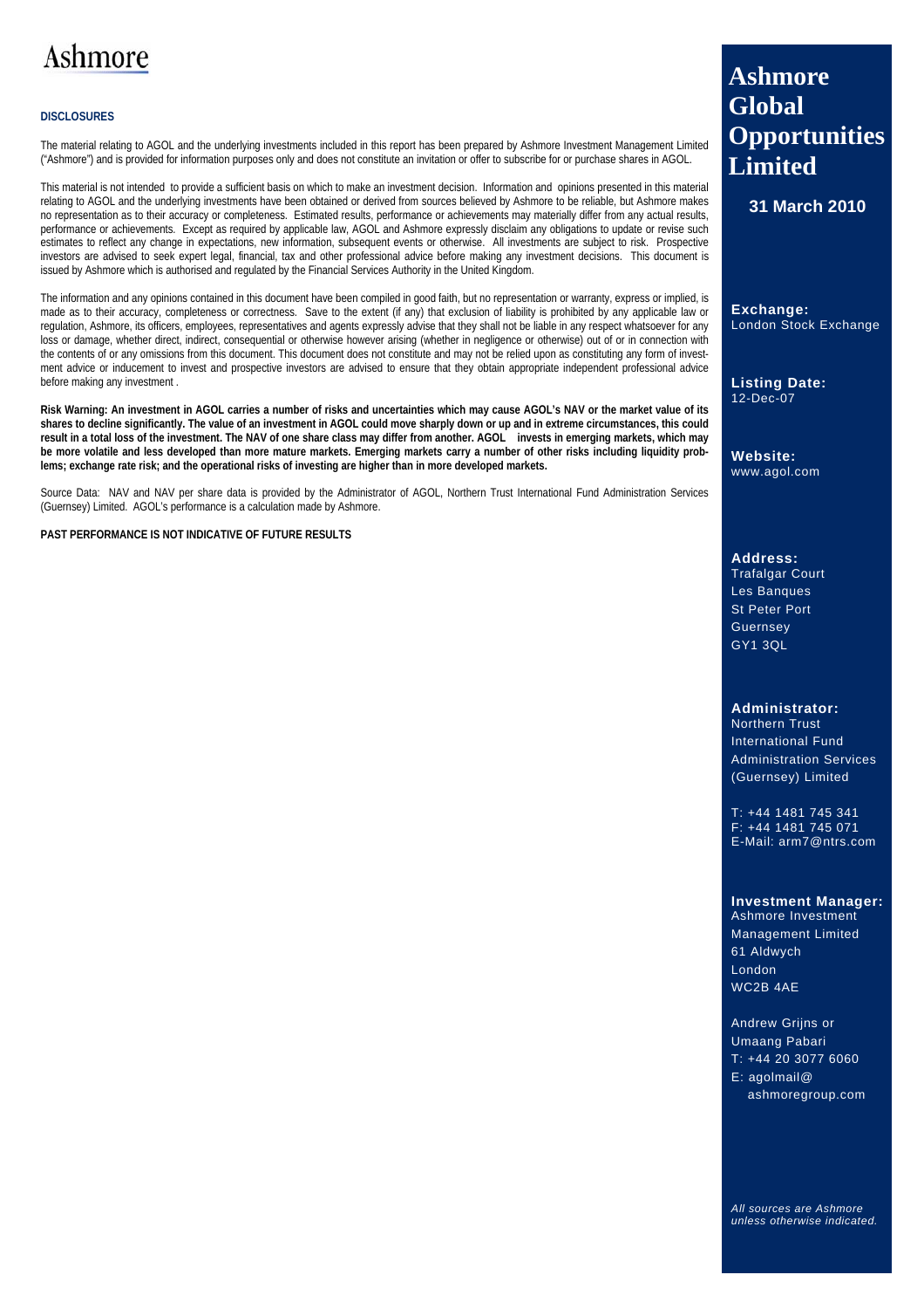Ashmore

**DISCLOSURES**

The material relating to AGOL and the underlying investments included in this report has been prepared by Ashmore Investment Management Limited ("Ashmore") and is provided for information purposes only and does not constitute an invitation or offer to subscribe for or purchase shares in AGOL.

This material is not intended to provide a sufficient basis on which to make an investment decision. Information and opinions presented in this material relating to AGOL and the underlying investments have been obtained or derived from sources believed by Ashmore to be reliable, but Ashmore makes no representation as to their accuracy or completeness. Estimated results, performance or achievements may materially differ from any actual results, performance or achievements. Except as required by applicable law, AGOL and Ashmore expressly disclaim any obligations to update or revise such estimates to reflect any change in expectations, new information, subsequent events or otherwise. All investments are subject to risk. Prospective investors are advised to seek expert legal, financial, tax and other professional advice before making any investment decisions. This document is issued by Ashmore which is authorised and regulated by the Financial Services Authority in the United Kingdom.

The information and any opinions contained in this document have been compiled in good faith, but no representation or warranty, express or implied, is made as to their accuracy, completeness or correctness. Save to the extent (if any) that exclusion of liability is prohibited by any applicable law or regulation, Ashmore, its officers, employees, representatives and agents expressly advise that they shall not be liable in any respect whatsoever for any loss or damage, whether direct, indirect, consequential or otherwise however arising (whether in negligence or otherwise) out of or in connection with the contents of or any omissions from this document. This document does not constitute and may not be relied upon as constituting any form of investment advice or inducement to invest and prospective investors are advised to ensure that they obtain appropriate independent professional advice before making any investment .

**Risk Warning: An investment in AGOL carries a number of risks and uncertainties which may cause AGOL's NAV or the market value of its shares to decline significantly. The value of an investment in AGOL could move sharply down or up and in extreme circumstances, this could result in a total loss of the investment. The NAV of one share class may differ from another. AGOL invests in emerging markets, which may be more volatile and less developed than more mature markets. Emerging markets carry a number of other risks including liquidity problems; exchange rate risk; and the operational risks of investing are higher than in more developed markets.**

Source Data: NAV and NAV per share data is provided by the Administrator of AGOL, Northern Trust International Fund Administration Services (Guernsey) Limited. AGOL's performance is a calculation made by Ashmore.

**PAST PERFORMANCE IS NOT INDICATIVE OF FUTURE RESULTS**

# Ashmore Global Opportunities Limited

**31 March 2010**

**Exchange:**
London Stock Exchange

**Listing Date:**
12-Dec-07

**Website:**
www.agol.com

**Address:**
Trafalgar Court
Les Banques
St Peter Port
Guernsey
GY1 3QL

**Administrator:**
Northern Trust
International Fund
Administration Services
(Guernsey) Limited

T: +44 1481 745 341
F: +44 1481 745 071
E-Mail: arm7@ntrs.com

**Investment Manager:**
Ashmore Investment
Management Limited
61 Aldwych
London
WC2B 4AE

Andrew Grijns or
Umaang Pabari
T: +44 20 3077 6060
E: agolmail@
ashmoregroup.com

*All sources are Ashmore unless otherwise indicated.*